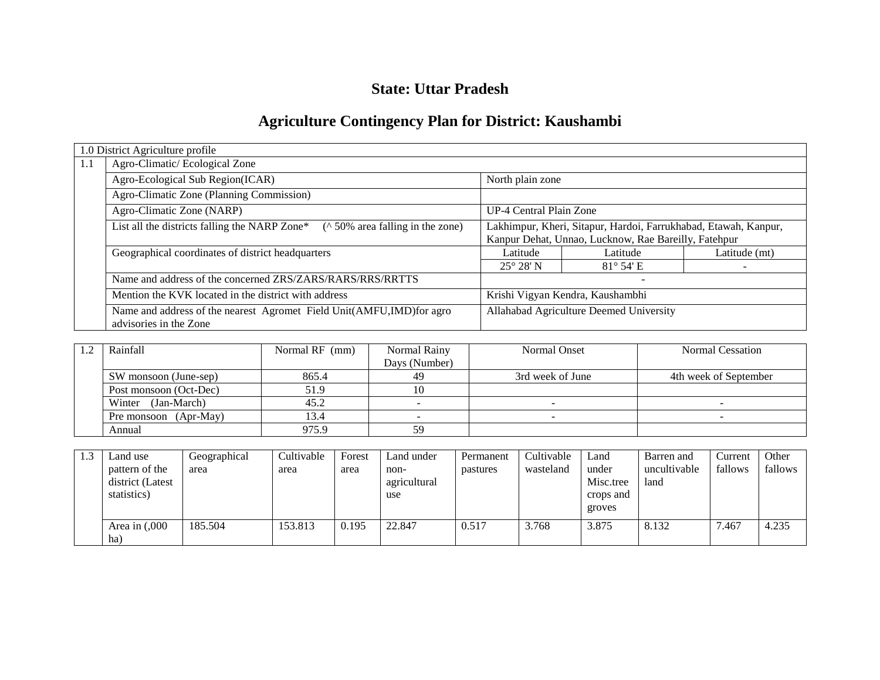# State: Uttar Pradesh

# Agriculture Contingency Plan for District: Kaushambi

| 1.0 District Agriculture profile | | | | |
|---|---|---|---|---|
| 1.1 | Agro-Climatic/ Ecological Zone | | | |
| | Agro-Ecological Sub Region(ICAR) | North plain zone | | |
| | Agro-Climatic Zone (Planning Commission) | | | |
| | Agro-Climatic Zone (NARP) | UP-4 Central Plain Zone | | |
| | List all the districts falling the NARP Zone* (^ 50% area falling in the zone) | Lakhimpur, Kheri, Sitapur, Hardoi, Farrukhabad, Etawah, Kanpur, Kanpur Dehat, Unnao, Lucknow, Rae Bareilly, Fatehpur | | |
| | Geographical coordinates of district headquarters | Latitude | Latitude | Latitude (mt) |
| | | 25° 28' N | 81° 54' E | - |
| | Name and address of the concerned ZRS/ZARS/RARS/RRS/RRTTS | - | | |
| | Mention the KVK located in the district with address | Krishi Vigyan Kendra, Kaushambhi | | |
| | Name and address of the nearest Agromet Field Unit(AMFU,IMD)for agro advisories in the Zone | Allahabad Agriculture Deemed University | | |

| 1.2 | Rainfall | Normal RF (mm) | Normal Rainy Days (Number) | Normal Onset | Normal Cessation |
|---|---|---|---|---|---|
| | SW monsoon (June-sep) | 865.4 | 49 | 3rd week of June | 4th week of September |
| | Post monsoon (Oct-Dec) | 51.9 | 10 | | |
| | Winter (Jan-March) | 45.2 | - | - | - |
| | Pre monsoon (Apr-May) | 13.4 | - | - | - |
| | Annual | 975.9 | 59 | | |

| 1.3 | Land use pattern of the district (Latest statistics) | Geographical area | Cultivable area | Forest area | Land under non-agricultural use | Permanent pastures | Cultivable wasteland | Land under Misc.tree crops and groves | Barren and uncultivable land | Current fallows | Other fallows |
|---|---|---|---|---|---|---|---|---|---|---|---|
| | Area in (,000 ha) | 185.504 | 153.813 | 0.195 | 22.847 | 0.517 | 3.768 | 3.875 | 8.132 | 7.467 | 4.235 |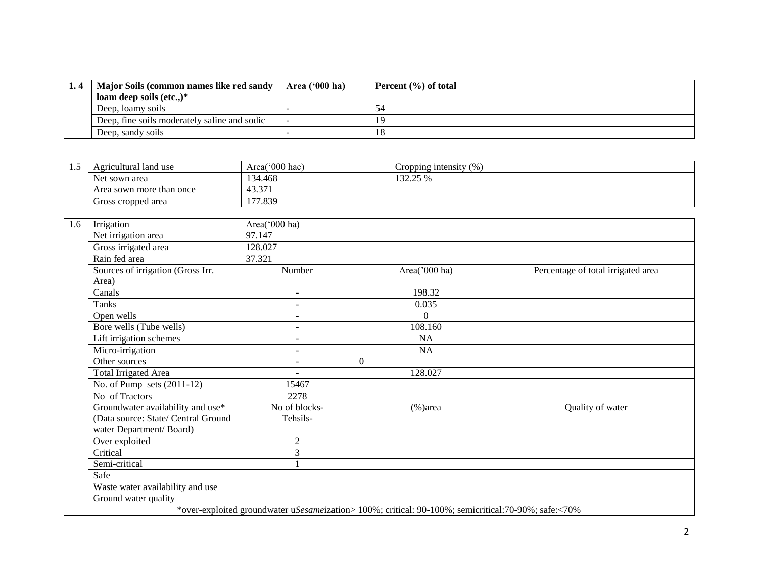| 1. 4 | Major Soils (common names like red sandy loam deep soils (etc.,)* | Area ('000 ha) | Percent (%) of total |
|---|---|---|---|
| | Deep, loamy soils | - | 54 |
| | Deep, fine soils moderately saline and sodic | - | 19 |
| | Deep, sandy soils | - | 18 |

| 1.5 | Agricultural land use | Area('000 hac) | Cropping intensity (%) |
|---|---|---|---|
| | Net sown area | 134.468 | 132.25 % |
| | Area sown more than once | 43.371 | |
| | Gross cropped area | 177.839 | |

| 1.6 | Irrigation | Area('000 ha) | | |
|---|---|---|---|---|
| | Net irrigation area | 97.147 | | |
| | Gross irrigated area | 128.027 | | |
| | Rain fed area | 37.321 | | |
| | Sources of irrigation (Gross Irr. Area) | Number | Area('000 ha) | Percentage of total irrigated area |
| | Canals | - | 198.32 | |
| | Tanks | - | 0.035 | |
| | Open wells | - | 0 | |
| | Bore wells (Tube wells) | - | 108.160 | |
| | Lift irrigation schemes | - | NA | |
| | Micro-irrigation | - | NA | |
| | Other sources | - | 0 | |
| | Total Irrigated Area | - | 128.027 | |
| | No. of Pump sets (2011-12) | 15467 | | |
| | No of Tractors | 2278 | | |
| | Groundwater availability and use* (Data source: State/ Central Ground water Department/ Board) | No of blocks- Tehsils- | (%)area | Quality of water |
| | Over exploited | 2 | | |
| | Critical | 3 | | |
| | Semi-critical | 1 | | |
| | Safe | | | |
| | Waste water availability and use | | | |
| | Ground water quality | | | |

*over-exploited groundwater u*Sesame*ization> 100%; critical: 90-100%; semicritical:70-90%; safe:<70%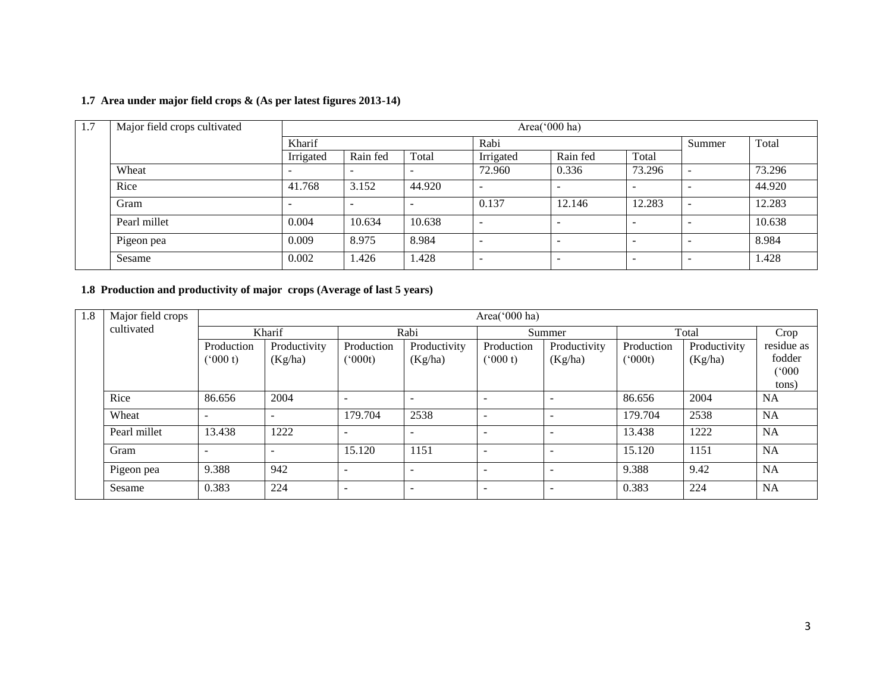**1.7 Area under major field crops & (As per latest figures 2013-14)**

| 1.7 | Major field crops cultivated | Area('000 ha) | | | | | | | |
|---|---|---|---|---|---|---|---|---|---|
| | | Kharif | | | Rabi | | | Summer | Total |
| | | Irrigated | Rain fed | Total | Irrigated | Rain fed | Total | | |
| | Wheat | - | - | - | 72.960 | 0.336 | 73.296 | - | 73.296 |
| | Rice | 41.768 | 3.152 | 44.920 | - | - | - | - | 44.920 |
| | Gram | - | - | - | 0.137 | 12.146 | 12.283 | - | 12.283 |
| | Pearl millet | 0.004 | 10.634 | 10.638 | - | - | - | - | 10.638 |
| | Pigeon pea | 0.009 | 8.975 | 8.984 | - | - | - | - | 8.984 |
| | Sesame | 0.002 | 1.426 | 1.428 | - | - | - | - | 1.428 |

**1.8 Production and productivity of major crops (Average of last 5 years)**

| 1.8 | Major field crops cultivated | Area('000 ha) | | | | | | | | |
|---|---|---|---|---|---|---|---|---|---|---|
| | | Kharif | | Rabi | | Summer | | Total | | Crop residue as fodder ('000 tons) |
| | | Production ('000 t) | Productivity (Kg/ha) | Production ('000t) | Productivity (Kg/ha) | Production ('000 t) | Productivity (Kg/ha) | Production ('000t) | Productivity (Kg/ha) | |
| | Rice | 86.656 | 2004 | - | - | - | - | 86.656 | 2004 | NA |
| | Wheat | - | - | 179.704 | 2538 | - | - | 179.704 | 2538 | NA |
| | Pearl millet | 13.438 | 1222 | - | - | - | - | 13.438 | 1222 | NA |
| | Gram | - | - | 15.120 | 1151 | - | - | 15.120 | 1151 | NA |
| | Pigeon pea | 9.388 | 942 | - | - | - | - | 9.388 | 9.42 | NA |
| | Sesame | 0.383 | 224 | - | - | - | - | 0.383 | 224 | NA |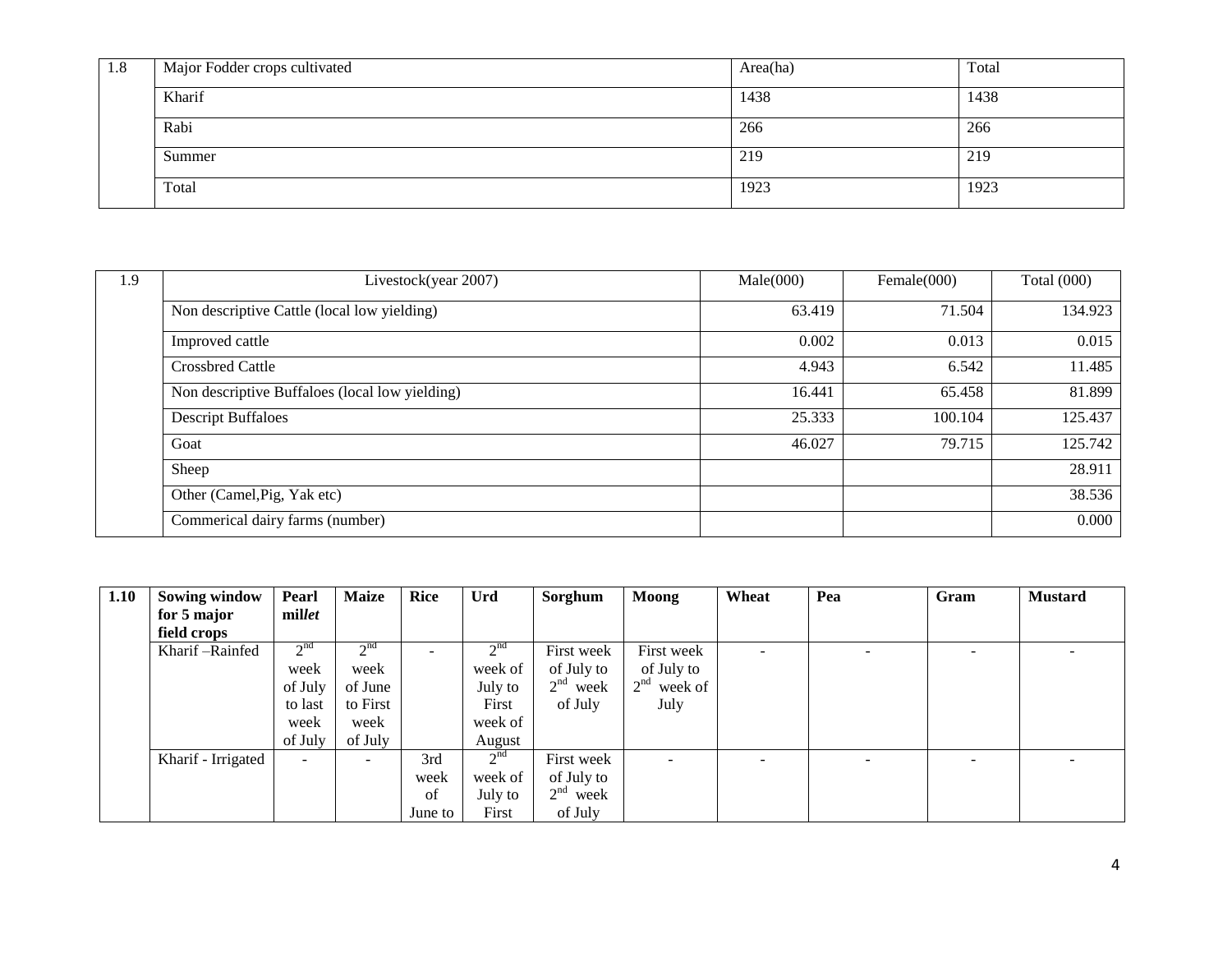| 1.8 | Major Fodder crops cultivated | Area(ha) | Total |
|---|---|---|---|
| | Kharif | 1438 | 1438 |
| | Rabi | 266 | 266 |
| | Summer | 219 | 219 |
| | Total | 1923 | 1923 |

| 1.9 | Livestock(year 2007) | Male(000) | Female(000) | Total (000) |
|---|---|---|---|---|
| | Non descriptive Cattle (local low yielding) | 63.419 | 71.504 | 134.923 |
| | Improved cattle | 0.002 | 0.013 | 0.015 |
| | Crossbred Cattle | 4.943 | 6.542 | 11.485 |
| | Non descriptive Buffaloes (local low yielding) | 16.441 | 65.458 | 81.899 |
| | Descript Buffaloes | 25.333 | 100.104 | 125.437 |
| | Goat | 46.027 | 79.715 | 125.742 |
| | Sheep | | | 28.911 |
| | Other (Camel,Pig, Yak etc) | | | 38.536 |
| | Commerical dairy farms (number) | | | 0.000 |

| **1.10** | **Sowing window for 5 major field crops** | **Pearl mil*let*** | **Maize** | **Rice** | **Urd** | **Sorghum** | **Moong** | **Wheat** | **Pea** | **Gram** | **Mustard** |
|---|---|---|---|---|---|---|---|---|---|---|---|
| | Kharif –Rainfed | 2nd week of July to last week of July | 2nd week of June to First week of July | - | 2nd week of July to First week of August | First week of July to 2nd week of July | First week of July to 2nd week of July | - | - | - | - |
| | Kharif - Irrigated | - | - | 3rd week of June to | 2nd week of July to First | First week of July to 2nd week of July | - | - | - | - | - |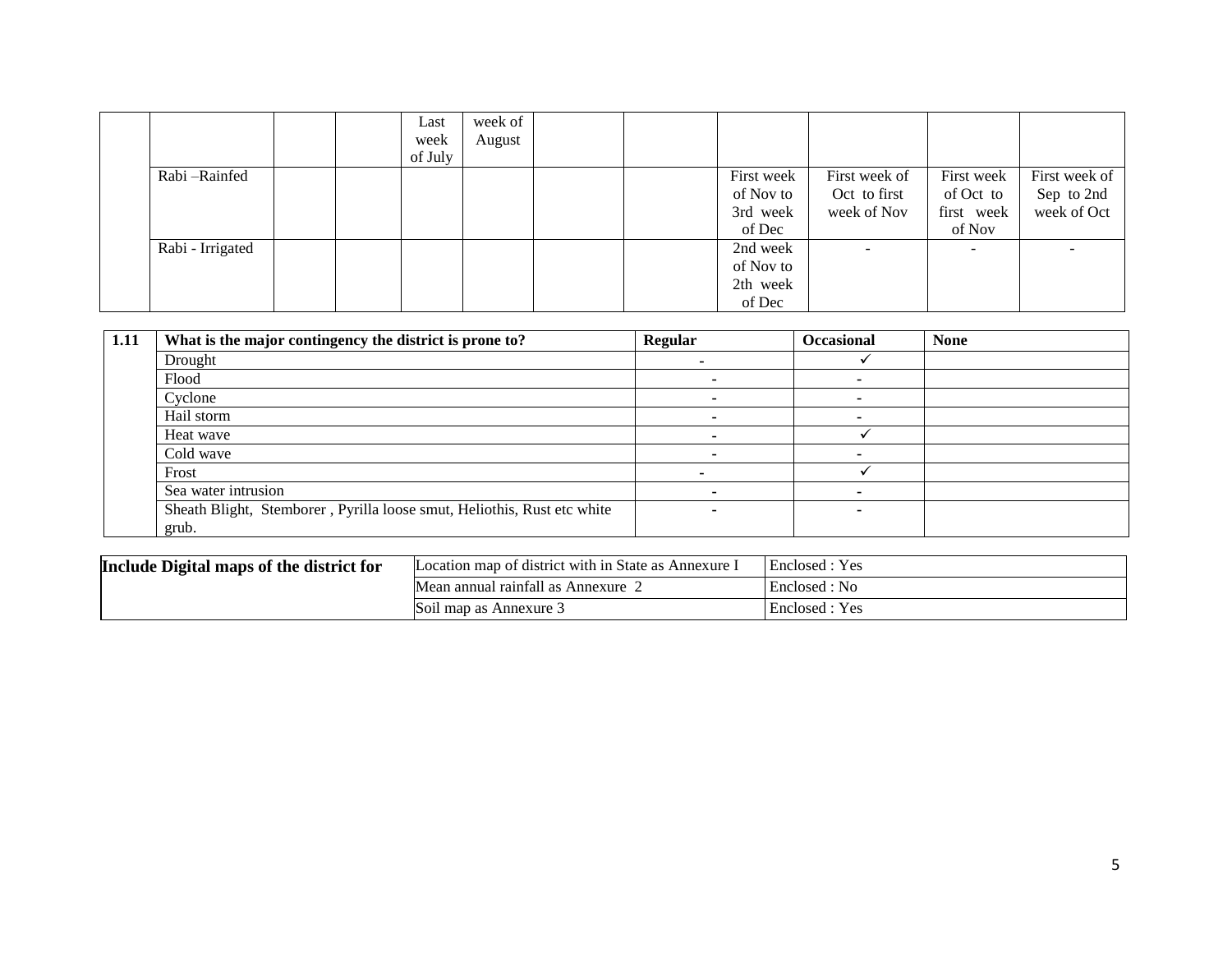| | | | | Last week of July | week of August | | | | | | |
|---|---|---|---|---|---|---|---|---|---|---|---|
| | Rabi –Rainfed | | | | | | | First week of Nov to 3rd week of Dec | First week of Oct to first week of Nov | First week of Oct to first week of Nov | First week of Sep to 2nd week of Oct |
| | Rabi - Irrigated | | | | | | | 2nd week of Nov to 2th week of Dec | - | - | - |

| 1.11 | What is the major contingency the district is prone to? | Regular | Occasional | None |
|---|---|---|---|---|
| | Drought | - | ✓ | |
| | Flood | - | - | |
| | Cyclone | - | - | |
| | Hail storm | - | - | |
| | Heat wave | - | ✓ | |
| | Cold wave | - | - | |
| | Frost | - | ✓ | |
| | Sea water intrusion | - | - | |
| | Sheath Blight, Stemborer , Pyrilla loose smut, Heliothis, Rust etc white grub. | - | - | |

| Include Digital maps of the district for | Location map of district with in State as Annexure I | Enclosed : Yes |
|---|---|---|
| | Mean annual rainfall as Annexure 2 | Enclosed : No |
| | Soil map as Annexure 3 | Enclosed : Yes |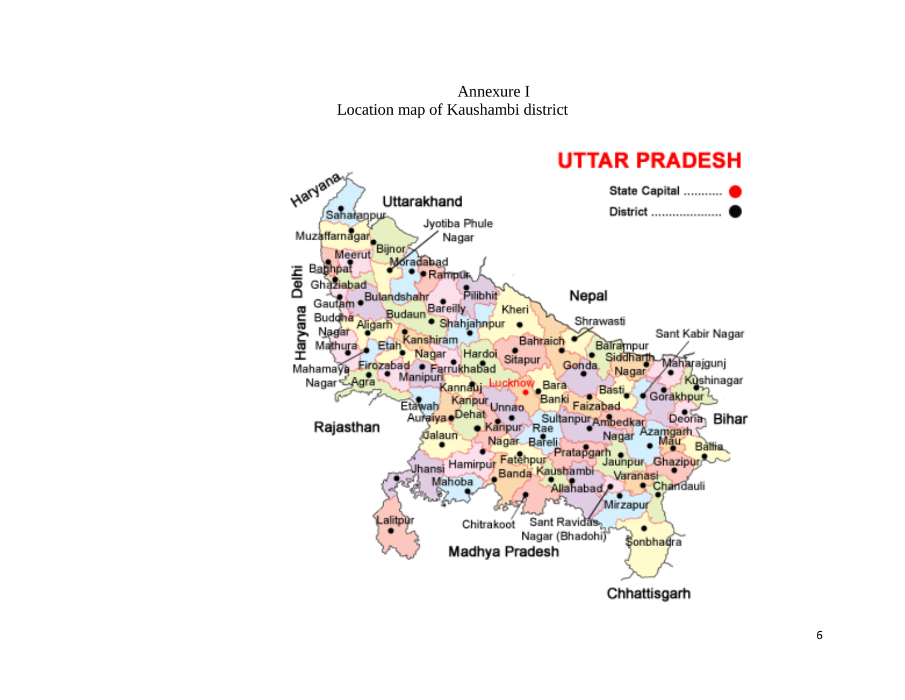Annexure I

Location map of Kaushambi district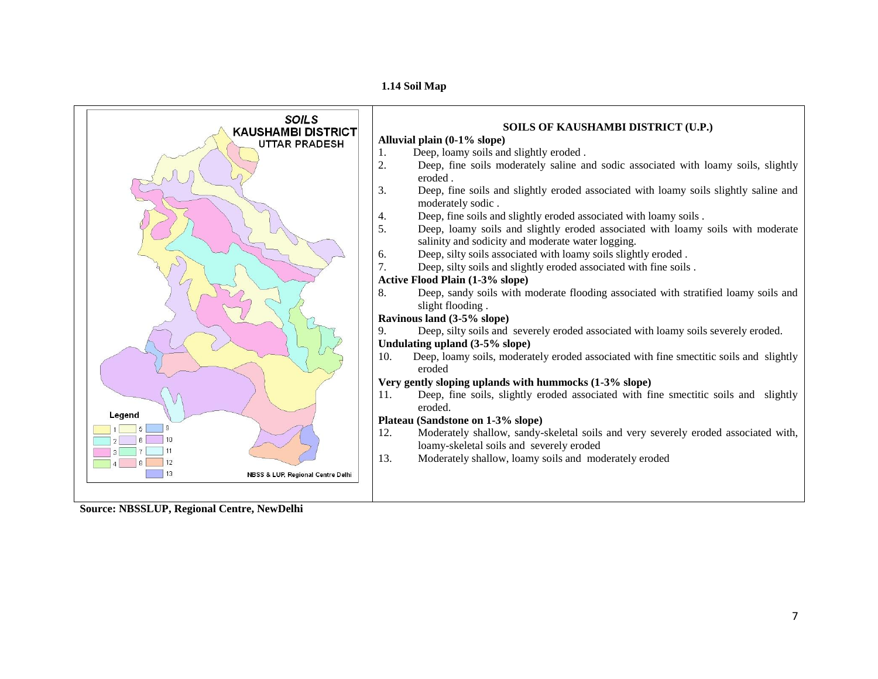### 1.14 Soil Map

**SOILS OF KAUSHAMBI DISTRICT (U.P.)**

**Alluvial plain (0-1% slope)**

1. Deep, loamy soils and slightly eroded .
2. Deep, fine soils moderately saline and sodic associated with loamy soils, slightly eroded .
3. Deep, fine soils and slightly eroded associated with loamy soils slightly saline and moderately sodic .
4. Deep, fine soils and slightly eroded associated with loamy soils .
5. Deep, loamy soils and slightly eroded associated with loamy soils with moderate salinity and sodicity and moderate water logging.
6. Deep, silty soils associated with loamy soils slightly eroded .
7. Deep, silty soils and slightly eroded associated with fine soils .

**Active Flood Plain (1-3% slope)**

8. Deep, sandy soils with moderate flooding associated with stratified loamy soils and slight flooding .

**Ravinous land (3-5% slope)**

9. Deep, silty soils and severely eroded associated with loamy soils severely eroded.

**Undulating upland (3-5% slope)**

10. Deep, loamy soils, moderately eroded associated with fine smectitic soils and slightly eroded

**Very gently sloping uplands with hummocks (1-3% slope)**

11. Deep, fine soils, slightly eroded associated with fine smectitic soils and slightly eroded.

**Plateau (Sandstone on 1-3% slope)**

12. Moderately shallow, sandy-skeletal soils and very severely eroded associated with, loamy-skeletal soils and severely eroded
13. Moderately shallow, loamy soils and moderately eroded

**Source: NBSSLUP, Regional Centre, NewDelhi**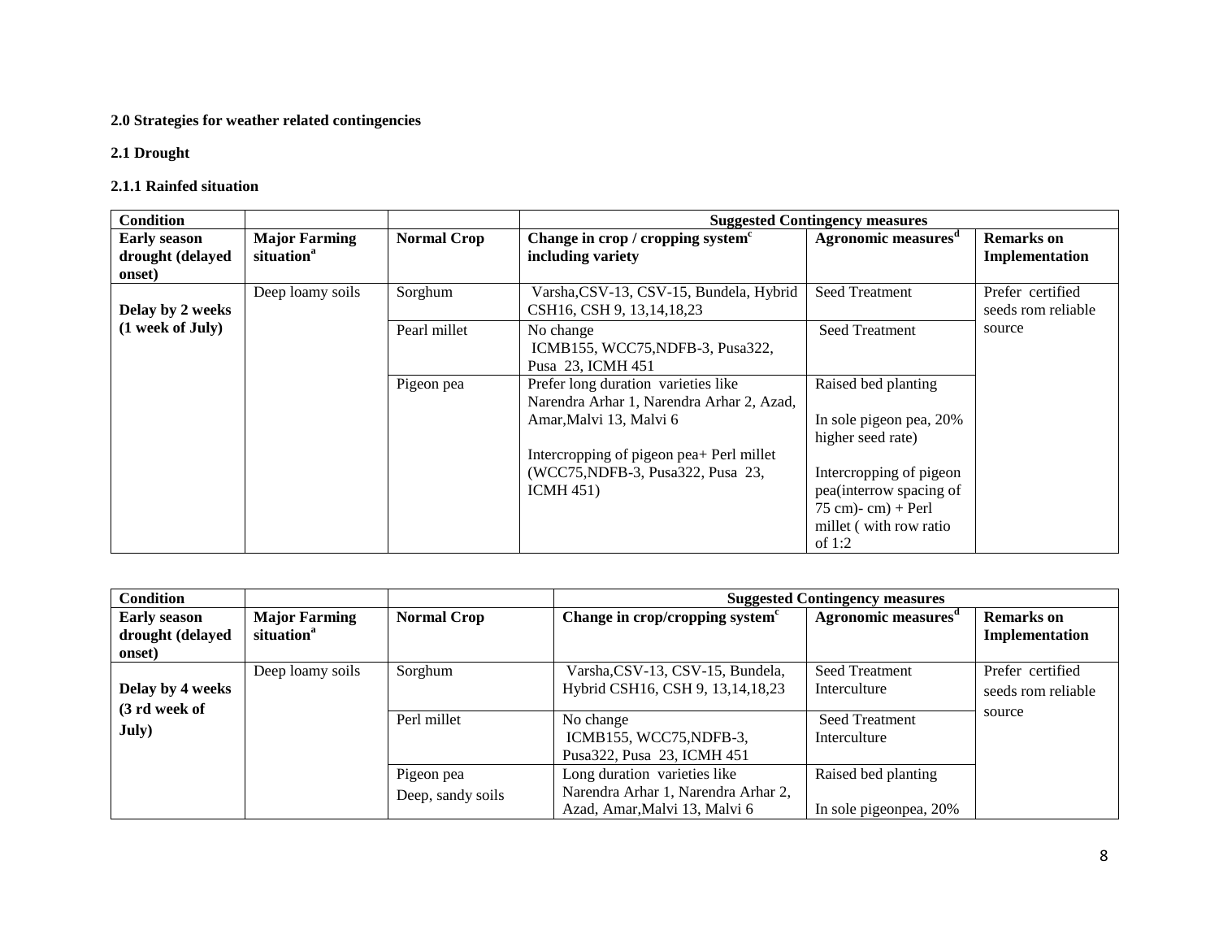**2.0 Strategies for weather related contingencies**

**2.1 Drought**

**2.1.1 Rainfed situation**

| **Condition** | | | **Suggested Contingency measures** | | |
|---|---|---|---|---|---|
| **Early season drought (delayed onset)** | **Major Farming situation[a]** | **Normal Crop** | **Change in crop / cropping system[c] including variety** | **Agronomic measures[d]** | **Remarks on Implementation** |
| **Delay by 2 weeks (1 week of July)** | Deep loamy soils | Sorghum | Varsha,CSV-13, CSV-15, Bundela, Hybrid CSH16, CSH 9, 13,14,18,23 | Seed Treatment | Prefer certified seeds rom reliable source |
| | | Pearl millet | No change ICMB155, WCC75,NDFB-3, Pusa322, Pusa 23, ICMH 451 | Seed Treatment | |
| | | Pigeon pea | Prefer long duration varieties like Narendra Arhar 1, Narendra Arhar 2, Azad, Amar,Malvi 13, Malvi 6<br><br>Intercropping of pigeon pea+ Perl millet (WCC75,NDFB-3, Pusa322, Pusa 23, ICMH 451) | Raised bed planting<br><br>In sole pigeon pea, 20% higher seed rate)<br><br>Intercropping of pigeon pea(interrow spacing of 75 cm)- cm) + Perl millet ( with row ratio of 1:2 | |

| **Condition** | | | **Suggested Contingency measures** | | |
|---|---|---|---|---|---|
| **Early season drought (delayed onset)** | **Major Farming situation[a]** | **Normal Crop** | **Change in crop/cropping system[c]** | **Agronomic measures[d]** | **Remarks on Implementation** |
| **Delay by 4 weeks (3 rd week of July)** | Deep loamy soils | Sorghum | Varsha,CSV-13, CSV-15, Bundela, Hybrid CSH16, CSH 9, 13,14,18,23 | Seed Treatment Interculture | Prefer certified seeds rom reliable source |
| | | Perl millet | No change ICMB155, WCC75,NDFB-3, Pusa322, Pusa 23, ICMH 451 | Seed Treatment Interculture | |
| | | Pigeon pea Deep, sandy soils | Long duration varieties like Narendra Arhar 1, Narendra Arhar 2, Azad, Amar,Malvi 13, Malvi 6 | Raised bed planting<br><br>In sole pigeonpea, 20% | |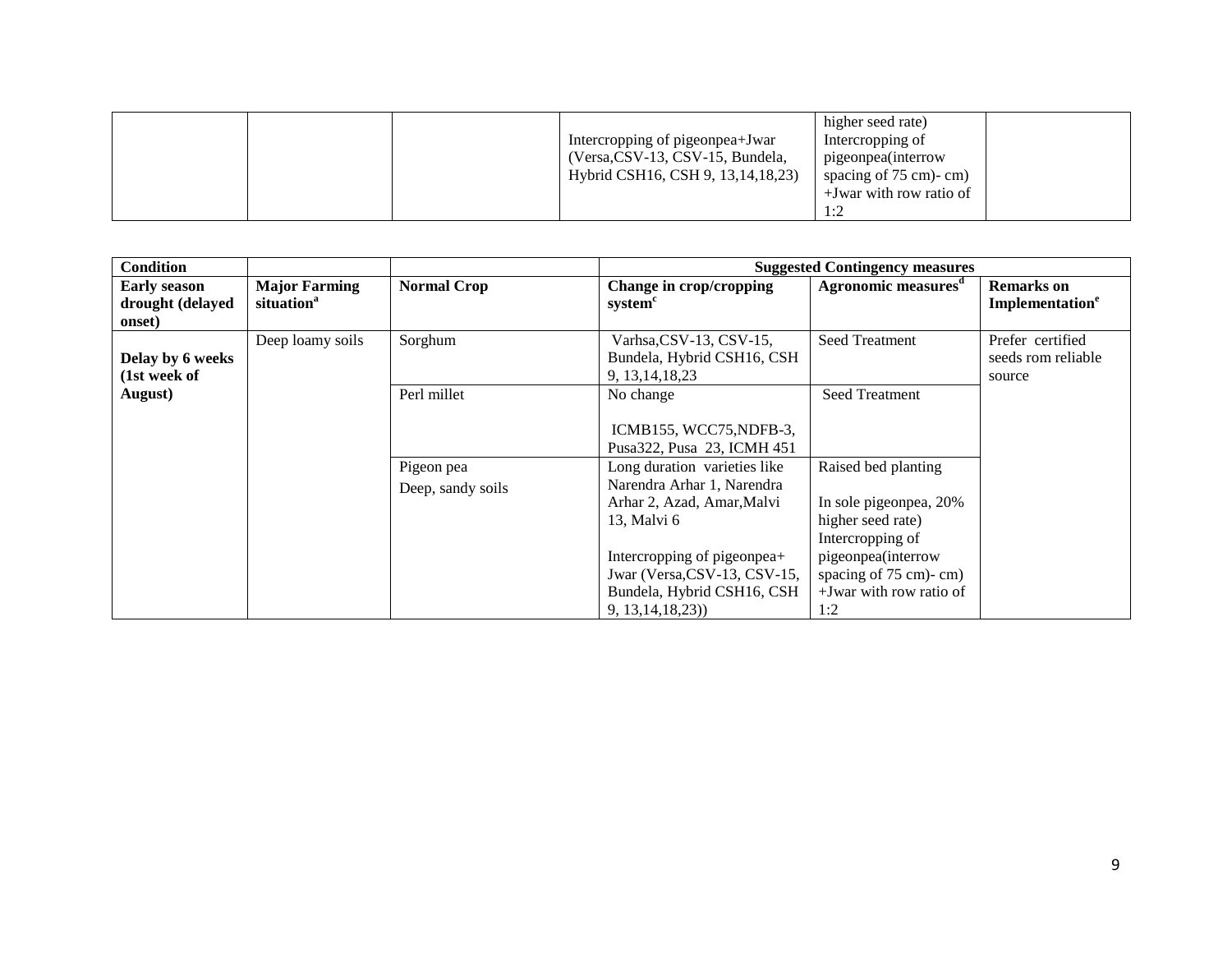| | | | Intercropping of pigeonpea+Jwar (Versa,CSV-13, CSV-15, Bundela, Hybrid CSH16, CSH 9, 13,14,18,23) | higher seed rate) Intercropping of pigeonpea(interrow spacing of 75 cm)- cm) +Jwar with row ratio of 1:2 | |
|---|---|---|---|---|---|

| Condition | | | Suggested Contingency measures | | |
|---|---|---|---|---|---|
| **Early season drought (delayed onset)** | **Major Farming situation[a]** | **Normal Crop** | **Change in crop/cropping system[c]** | **Agronomic measures[d]** | **Remarks on Implementation[e]** |
| **Delay by 6 weeks (1st week of August)** | Deep loamy soils | Sorghum | Varhsa,CSV-13, CSV-15, Bundela, Hybrid CSH16, CSH 9, 13,14,18,23 | Seed Treatment | Prefer certified seeds rom reliable source |
| | | Perl millet | No change<br><br>ICMB155, WCC75,NDFB-3, Pusa322, Pusa 23, ICMH 451 | Seed Treatment | |
| | | Pigeon pea<br>Deep, sandy soils | Long duration varieties like Narendra Arhar 1, Narendra Arhar 2, Azad, Amar,Malvi 13, Malvi 6<br><br>Intercropping of pigeonpea+ Jwar (Versa,CSV-13, CSV-15, Bundela, Hybrid CSH16, CSH 9, 13,14,18,23)) | Raised bed planting<br><br>In sole pigeonpea, 20% higher seed rate)<br>Intercropping of pigeonpea(interrow spacing of 75 cm)- cm) +Jwar with row ratio of 1:2 | |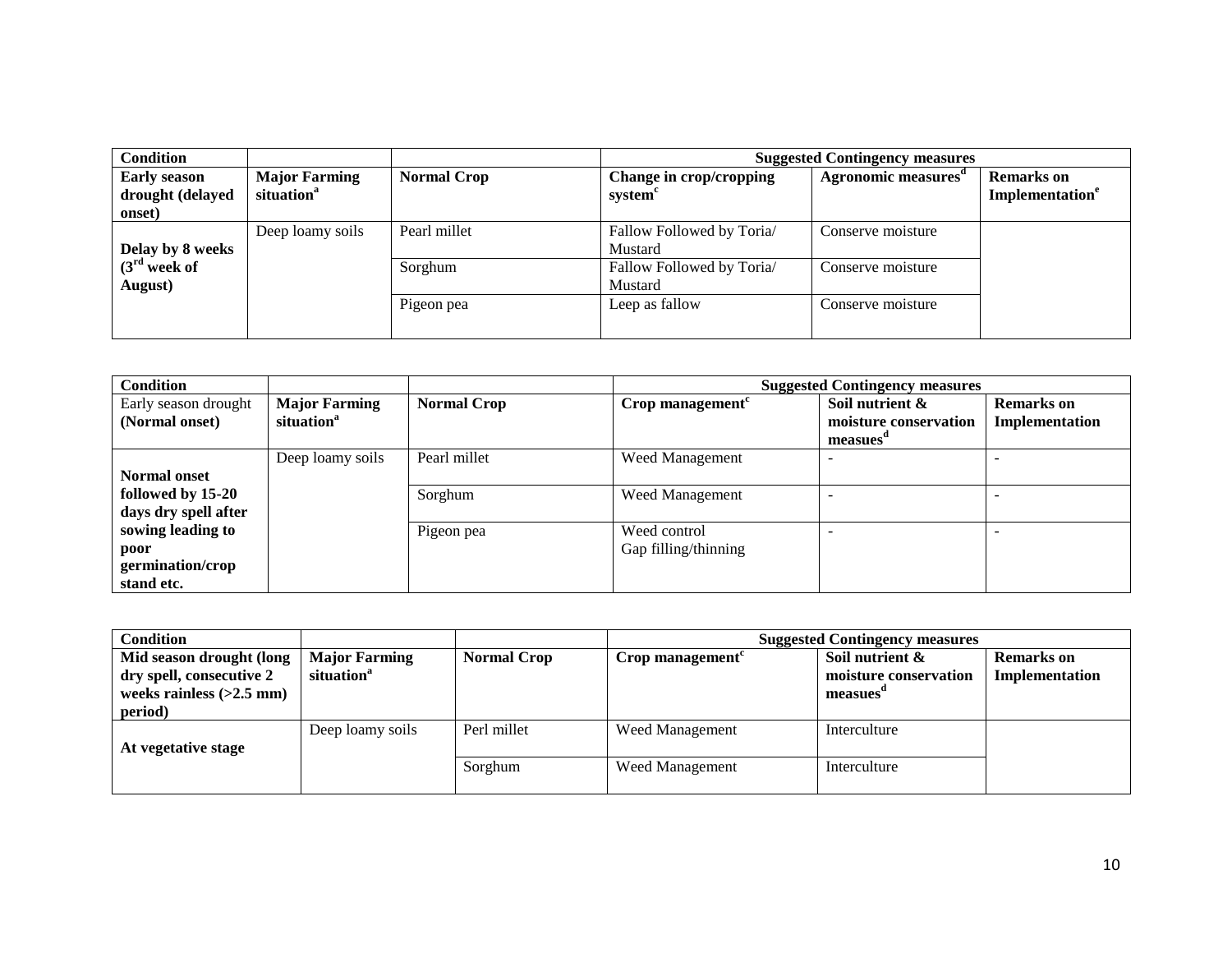| Condition | | | Suggested Contingency measures | | |
|---|---|---|---|---|---|
| **Early season drought (delayed onset)** | **Major Farming situation[a]** | **Normal Crop** | **Change in crop/cropping system[c]** | **Agronomic measures[d]** | **Remarks on Implementation[e]** |
| **Delay by 8 weeks (3[rd] week of August)** | Deep loamy soils | Pearl millet | Fallow Followed by Toria/ Mustard | Conserve moisture | |
| | | Sorghum | Fallow Followed by Toria/ Mustard | Conserve moisture | |
| | | Pigeon pea | Leep as fallow | Conserve moisture | |

| Condition | | | Suggested Contingency measures | | |
|---|---|---|---|---|---|
| Early season drought **(Normal onset)** | **Major Farming situation[a]** | **Normal Crop** | **Crop management[c]** | **Soil nutrient & moisture conservation measues[d]** | **Remarks on Implementation** |
| **Normal onset followed by 15-20 days dry spell after sowing leading to poor germination/crop stand etc.** | Deep loamy soils | Pearl millet | Weed Management | - | - |
| | | Sorghum | Weed Management | - | - |
| | | Pigeon pea | Weed control<br>Gap filling/thinning | - | - |

| Condition | | | Suggested Contingency measures | | |
|---|---|---|---|---|---|
| **Mid season drought (long dry spell, consecutive 2 weeks rainless (>2.5 mm) period)** | **Major Farming situation[a]** | **Normal Crop** | **Crop management[c]** | **Soil nutrient & moisture conservation measues[d]** | **Remarks on Implementation** |
| **At vegetative stage** | Deep loamy soils | Perl millet | Weed Management | Interculture | |
| | | Sorghum | Weed Management | Interculture | |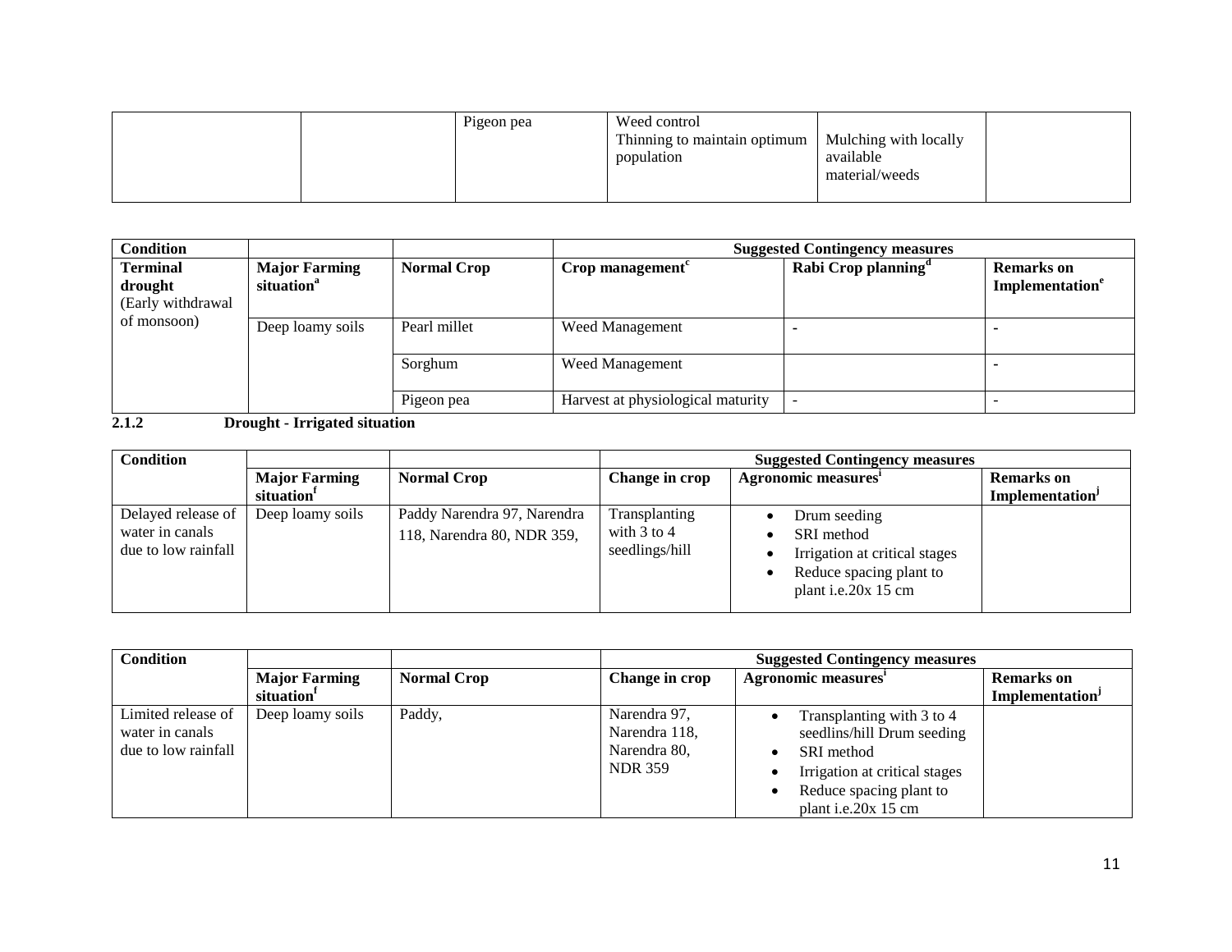| | | Pigeon pea | Weed control<br>Thinning to maintain optimum population | Mulching with locally available material/weeds | |
|---|---|---|---|---|---|

| Condition | | | Suggested Contingency measures | | |
|---|---|---|---|---|---|
| **Terminal drought** (Early withdrawal of monsoon) | **Major Farming situation[a]** | **Normal Crop** | **Crop management[c]** | **Rabi Crop planning[d]** | **Remarks on Implementation[e]** |
| | Deep loamy soils | Pearl millet | Weed Management | - | - |
| | | Sorghum | Weed Management | | - |
| | | Pigeon pea | Harvest at physiological maturity | - | - |

### 2.1.2 Drought - Irrigated situation

| Condition | | | Suggested Contingency measures | | |
|---|---|---|---|---|---|
| | **Major Farming situation[f]** | **Normal Crop** | **Change in crop** | **Agronomic measures[i]** | **Remarks on Implementation[j]** |
| Delayed release of water in canals due to low rainfall | Deep loamy soils | Paddy Narendra 97, Narendra 118, Narendra 80, NDR 359, | Transplanting with 3 to 4 seedlings/hill | • Drum seeding<br>• SRI method<br>• Irrigation at critical stages<br>• Reduce spacing plant to plant i.e.20x 15 cm | |

| Condition | | | Suggested Contingency measures | | |
|---|---|---|---|---|---|
| | **Major Farming situation[f]** | **Normal Crop** | **Change in crop** | **Agronomic measures[i]** | **Remarks on Implementation[j]** |
| Limited release of water in canals due to low rainfall | Deep loamy soils | Paddy, | Narendra 97, Narendra 118, Narendra 80, NDR 359 | • Transplanting with 3 to 4 seedlins/hill Drum seeding<br>• SRI method<br>• Irrigation at critical stages<br>• Reduce spacing plant to plant i.e.20x 15 cm | |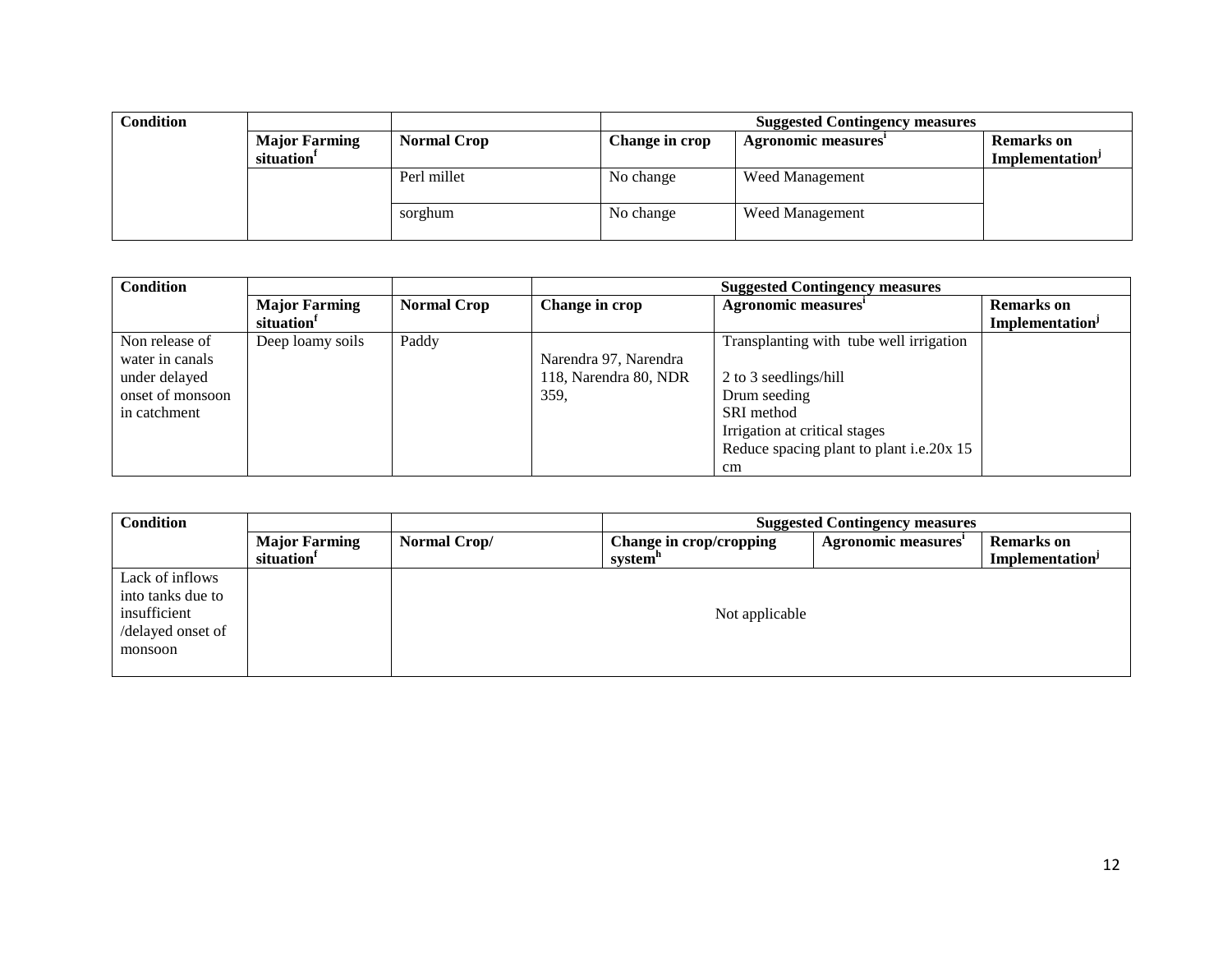| Condition | | | Suggested Contingency measures | | |
|---|---|---|---|---|---|
| | Major Farming situation[f] | Normal Crop | Change in crop | Agronomic measures[i] | Remarks on Implementation[j] |
| | | Perl millet | No change | Weed Management | |
| | | sorghum | No change | Weed Management | |

| Condition | | | Suggested Contingency measures | | |
|---|---|---|---|---|---|
| | Major Farming situation[f] | Normal Crop | Change in crop | Agronomic measures[i] | Remarks on Implementation[j] |
| Non release of water in canals under delayed onset of monsoon in catchment | Deep loamy soils | Paddy | Narendra 97, Narendra 118, Narendra 80, NDR 359, | Transplanting with tube well irrigation<br>2 to 3 seedlings/hill<br>Drum seeding<br>SRI method<br>Irrigation at critical stages<br>Reduce spacing plant to plant i.e.20x 15 cm | |

| Condition | | | Suggested Contingency measures | | |
|---|---|---|---|---|---|
| | Major Farming situation[f] | Normal Crop/ | Change in crop/cropping system[h] | Agronomic measures[i] | Remarks on Implementation[j] |
| Lack of inflows into tanks due to insufficient /delayed onset of monsoon | | Not applicable | | | |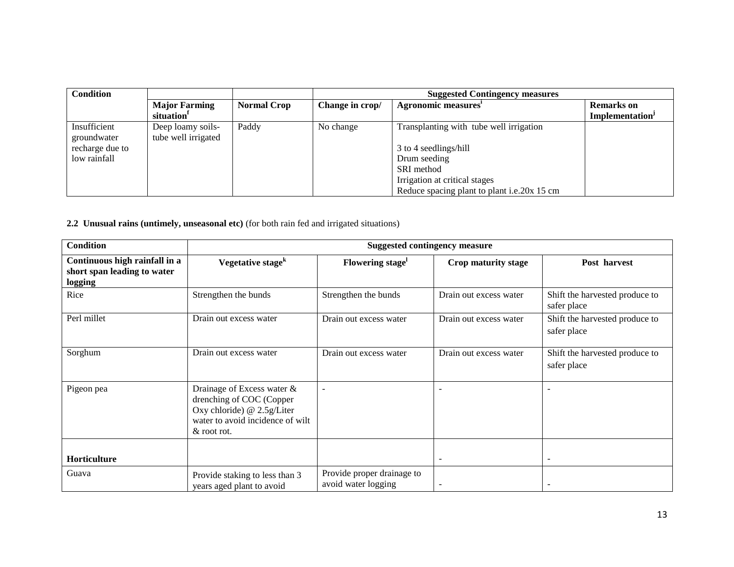| Condition | | | Suggested Contingency measures | | |
|---|---|---|---|---|---|
| | Major Farming situation[f] | Normal Crop | Change in crop/ | Agronomic measures[i] | Remarks on Implementation[j] |
| Insufficient groundwater recharge due to low rainfall | Deep loamy soils-tube well irrigated | Paddy | No change | Transplanting with tube well irrigation<br><br>3 to 4 seedlings/hill<br>Drum seeding<br>SRI method<br>Irrigation at critical stages<br>Reduce spacing plant to plant i.e.20x 15 cm | |

**2.2 Unusual rains (untimely, unseasonal etc)** (for both rain fed and irrigated situations)

| Condition | Suggested contingency measure | | | |
|---|---|---|---|---|
| **Continuous high rainfall in a short span leading to water logging** | **Vegetative stage[k]** | **Flowering stage[l]** | **Crop maturity stage** | **Post harvest** |
| Rice | Strengthen the bunds | Strengthen the bunds | Drain out excess water | Shift the harvested produce to safer place |
| Perl millet | Drain out excess water | Drain out excess water | Drain out excess water | Shift the harvested produce to safer place |
| Sorghum | Drain out excess water | Drain out excess water | Drain out excess water | Shift the harvested produce to safer place |
| Pigeon pea | Drainage of Excess water & drenching of COC (Copper Oxy chloride) @ 2.5g/Liter water to avoid incidence of wilt & root rot. | - | - | - |
| **Horticulture** | | | - | - |
| Guava | Provide staking to less than 3 years aged plant to avoid | Provide proper drainage to avoid water logging | - | - |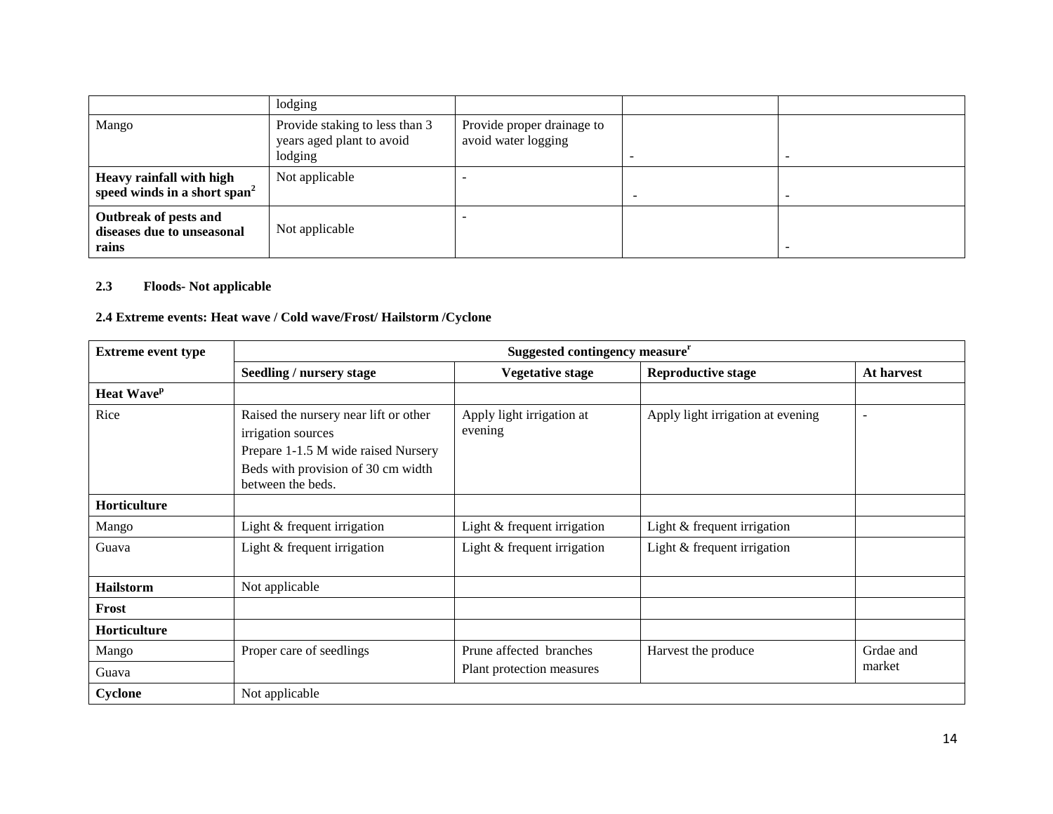| | | | | |
|---|---|---|---|---|
| | lodging | | | |
| Mango | Provide staking to less than 3 years aged plant to avoid lodging | Provide proper drainage to avoid water logging | - | - |
| **Heavy rainfall with high speed winds in a short span[2]** | Not applicable | - | - | - |
| **Outbreak of pests and diseases due to unseasonal rains** | Not applicable | - | | - |

**2.3 Floods- Not applicable**

**2.4 Extreme events: Heat wave / Cold wave/Frost/ Hailstorm /Cyclone**

| Extreme event type | Suggested contingency measure[r] | | | |
|---|---|---|---|---|
| | **Seedling / nursery stage** | **Vegetative stage** | **Reproductive stage** | **At harvest** |
| **Heat Wave[p]** | | | | |
| Rice | Raised the nursery near lift or other irrigation sources<br>Prepare 1-1.5 M wide raised Nursery Beds with provision of 30 cm width between the beds. | Apply light irrigation at evening | Apply light irrigation at evening | - |
| **Horticulture** | | | | |
| Mango | Light & frequent irrigation | Light & frequent irrigation | Light & frequent irrigation | |
| Guava | Light & frequent irrigation | Light & frequent irrigation | Light & frequent irrigation | |
| **Hailstorm** | Not applicable | | | |
| **Frost** | | | | |
| **Horticulture** | | | | |
| Mango | Proper care of seedlings | Prune affected branches<br>Plant protection measures | Harvest the produce | Grdae and market |
| Guava | | | | |
| **Cyclone** | Not applicable | | | |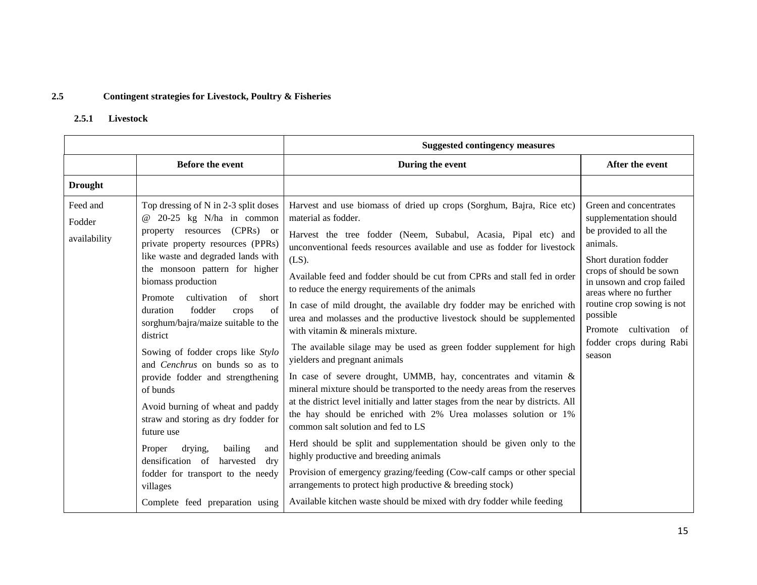## 2.5 Contingent strategies for Livestock, Poultry & Fisheries

### 2.5.1 Livestock

| | Suggested contingency measures | | |
|---|---|---|---|
| | **Before the event** | **During the event** | **After the event** |
| **Drought** | | | |
| Feed and Fodder availability | Top dressing of N in 2-3 split doses @ 20-25 kg N/ha in common property resources (CPRs) or private property resources (PPRs) like waste and degraded lands with the monsoon pattern for higher biomass production<br><br>Promote cultivation of short duration fodder crops of sorghum/bajra/maize suitable to the district<br><br>Sowing of fodder crops like *Stylo* and *Cenchrus* on bunds so as to provide fodder and strengthening of bunds<br><br>Avoid burning of wheat and paddy straw and storing as dry fodder for future use<br><br>Proper drying, bailing and densification of harvested dry fodder for transport to the needy villages<br><br>Complete feed preparation using | Harvest and use biomass of dried up crops (Sorghum, Bajra, Rice etc) material as fodder.<br><br>Harvest the tree fodder (Neem, Subabul, Acasia, Pipal etc) and unconventional feeds resources available and use as fodder for livestock (LS).<br><br>Available feed and fodder should be cut from CPRs and stall fed in order to reduce the energy requirements of the animals<br><br>In case of mild drought, the available dry fodder may be enriched with urea and molasses and the productive livestock should be supplemented with vitamin & minerals mixture.<br><br>The available silage may be used as green fodder supplement for high yielders and pregnant animals<br><br>In case of severe drought, UMMB, hay, concentrates and vitamin & mineral mixture should be transported to the needy areas from the reserves at the district level initially and latter stages from the near by districts. All the hay should be enriched with 2% Urea molasses solution or 1% common salt solution and fed to LS<br><br>Herd should be split and supplementation should be given only to the highly productive and breeding animals<br><br>Provision of emergency grazing/feeding (Cow-calf camps or other special arrangements to protect high productive & breeding stock)<br><br>Available kitchen waste should be mixed with dry fodder while feeding | Green and concentrates supplementation should be provided to all the animals.<br><br>Short duration fodder crops of should be sown in unsown and crop failed areas where no further routine crop sowing is not possible<br><br>Promote cultivation of fodder crops during Rabi season |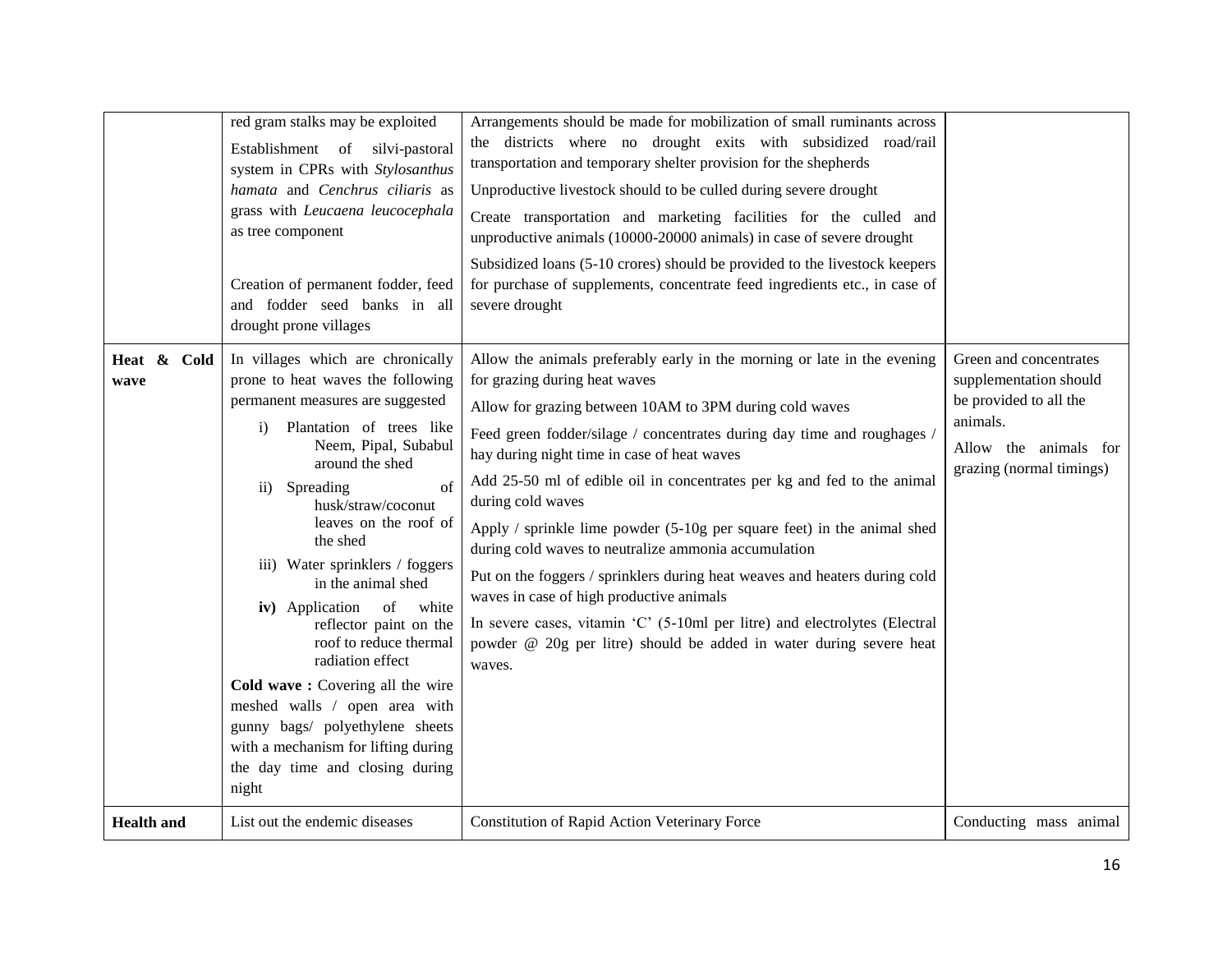| | | | |
|---|---|---|---|
| | red gram stalks may be exploited<br>Establishment of silvi-pastoral system in CPRs with *Stylosanthus hamata* and *Cenchrus ciliaris* as grass with *Leucaena leucocephala* as tree component<br><br>Creation of permanent fodder, feed and fodder seed banks in all drought prone villages | Arrangements should be made for mobilization of small ruminants across the districts where no drought exits with subsidized road/rail transportation and temporary shelter provision for the shepherds<br>Unproductive livestock should to be culled during severe drought<br>Create transportation and marketing facilities for the culled and unproductive animals (10000-20000 animals) in case of severe drought<br>Subsidized loans (5-10 crores) should be provided to the livestock keepers for purchase of supplements, concentrate feed ingredients etc., in case of severe drought | |
| **Heat & Cold wave** | In villages which are chronically prone to heat waves the following permanent measures are suggested<br>i) Plantation of trees like Neem, Pipal, Subabul around the shed<br>ii) Spreading of husk/straw/coconut leaves on the roof of the shed<br>iii) Water sprinklers / foggers in the animal shed<br>**iv)** Application of white reflector paint on the roof to reduce thermal radiation effect<br>**Cold wave :** Covering all the wire meshed walls / open area with gunny bags/ polyethylene sheets with a mechanism for lifting during the day time and closing during night | Allow the animals preferably early in the morning or late in the evening for grazing during heat waves<br>Allow for grazing between 10AM to 3PM during cold waves<br>Feed green fodder/silage / concentrates during day time and roughages / hay during night time in case of heat waves<br>Add 25-50 ml of edible oil in concentrates per kg and fed to the animal during cold waves<br>Apply / sprinkle lime powder (5-10g per square feet) in the animal shed during cold waves to neutralize ammonia accumulation<br>Put on the foggers / sprinklers during heat weaves and heaters during cold waves in case of high productive animals<br>In severe cases, vitamin 'C' (5-10ml per litre) and electrolytes (Electral powder @ 20g per litre) should be added in water during severe heat waves. | Green and concentrates supplementation should be provided to all the animals.<br>Allow the animals for grazing (normal timings) |
| **Health and** | List out the endemic diseases | Constitution of Rapid Action Veterinary Force | Conducting mass animal |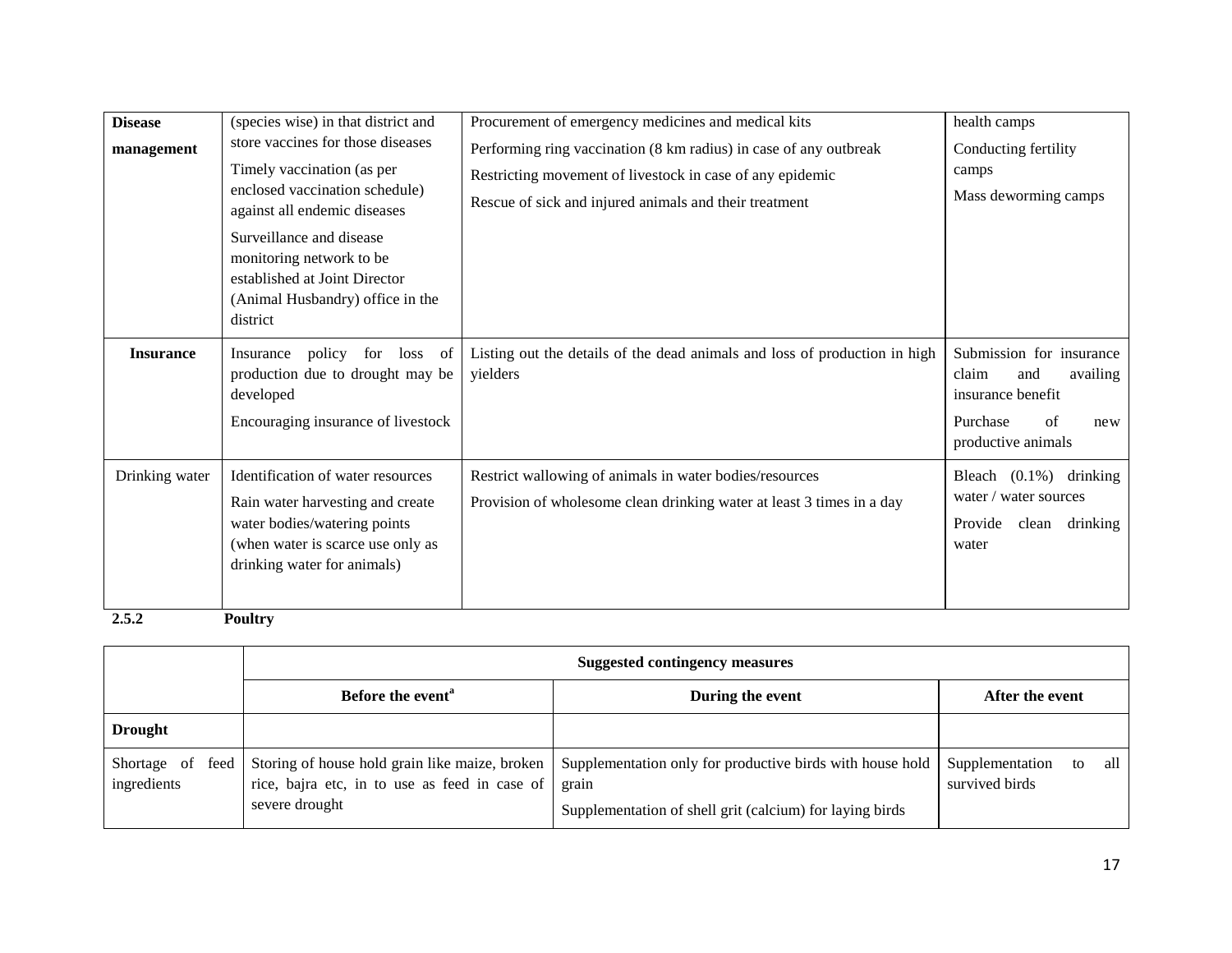| | | | |
|---|---|---|---|
| **Disease management** | (species wise) in that district and store vaccines for those diseases<br>Timely vaccination (as per enclosed vaccination schedule) against all endemic diseases<br>Surveillance and disease monitoring network to be established at Joint Director (Animal Husbandry) office in the district | Procurement of emergency medicines and medical kits<br>Performing ring vaccination (8 km radius) in case of any outbreak<br>Restricting movement of livestock in case of any epidemic<br>Rescue of sick and injured animals and their treatment | health camps<br>Conducting fertility camps<br>Mass deworming camps |
| **Insurance** | Insurance policy for loss of production due to drought may be developed<br>Encouraging insurance of livestock | Listing out the details of the dead animals and loss of production in high yielders | Submission for insurance claim and availing insurance benefit<br>Purchase of new productive animals |
| Drinking water | Identification of water resources<br>Rain water harvesting and create water bodies/watering points (when water is scarce use only as drinking water for animals) | Restrict wallowing of animals in water bodies/resources<br>Provision of wholesome clean drinking water at least 3 times in a day | Bleach (0.1%) drinking water / water sources<br>Provide clean drinking water |

**2.5.2 Poultry**

| | Suggested contingency measures | | |
|---|---|---|---|
| | **Before the event[a]** | **During the event** | **After the event** |
| **Drought** | | | |
| Shortage of feed ingredients | Storing of house hold grain like maize, broken rice, bajra etc, in to use as feed in case of severe drought | Supplementation only for productive birds with house hold grain<br>Supplementation of shell grit (calcium) for laying birds | Supplementation to all survived birds |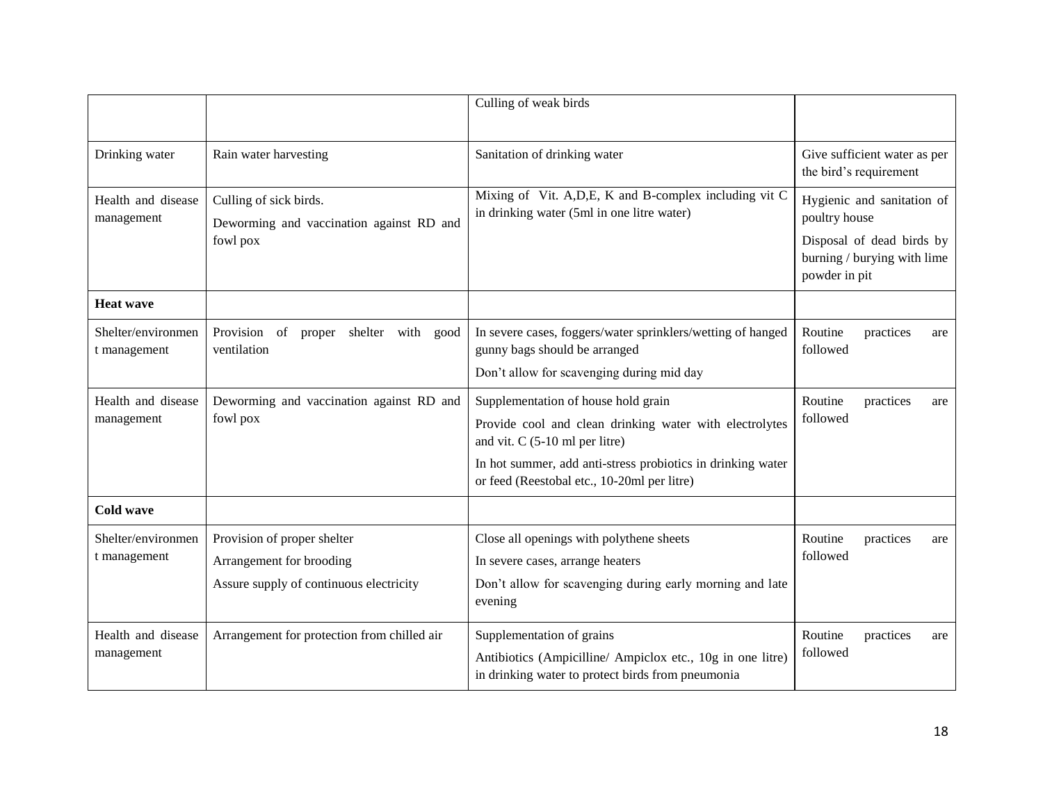| | | | |
|---|---|---|---|
| | | Culling of weak birds | |
| Drinking water | Rain water harvesting | Sanitation of drinking water | Give sufficient water as per the bird's requirement |
| Health and disease management | Culling of sick birds.<br>Deworming and vaccination against RD and fowl pox | Mixing of Vit. A,D,E, K and B-complex including vit C in drinking water (5ml in one litre water) | Hygienic and sanitation of poultry house<br>Disposal of dead birds by burning / burying with lime powder in pit |
| **Heat wave** | | | |
| Shelter/environment management | Provision of proper shelter with good ventilation | In severe cases, foggers/water sprinklers/wetting of hanged gunny bags should be arranged<br>Don't allow for scavenging during mid day | Routine practices are followed |
| Health and disease management | Deworming and vaccination against RD and fowl pox | Supplementation of house hold grain<br>Provide cool and clean drinking water with electrolytes and vit. C (5-10 ml per litre)<br>In hot summer, add anti-stress probiotics in drinking water or feed (Reestobal etc., 10-20ml per litre) | Routine practices are followed |
| **Cold wave** | | | |
| Shelter/environment management | Provision of proper shelter<br>Arrangement for brooding<br>Assure supply of continuous electricity | Close all openings with polythene sheets<br>In severe cases, arrange heaters<br>Don't allow for scavenging during early morning and late evening | Routine practices are followed |
| Health and disease management | Arrangement for protection from chilled air | Supplementation of grains<br>Antibiotics (Ampicilline/ Ampiclox etc., 10g in one litre) in drinking water to protect birds from pneumonia | Routine practices are followed |